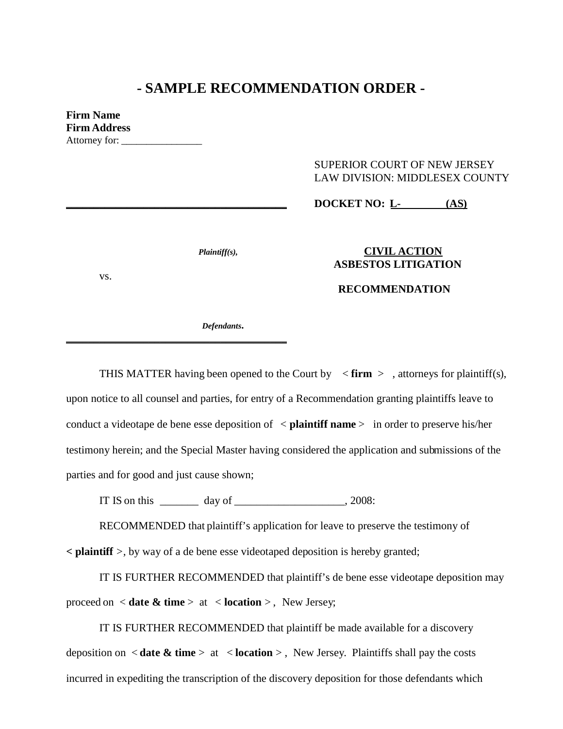# - SAMPLE RECOMMENDATION ORDER -

**Firm Name**
**Firm Address**
Attorney for: ________________

SUPERIOR COURT OF NEW JERSEY
LAW DIVISION: MIDDLESEX COUNTY

**DOCKET NO: L-          (AS)**

*Plaintiff(s),*

vs.

*Defendants.*

**CIVIL ACTION**
**ASBESTOS LITIGATION**

**RECOMMENDATION**

THIS MATTER having been opened to the Court by < **firm** > , attorneys for plaintiff(s), upon notice to all counsel and parties, for entry of a Recommendation granting plaintiffs leave to conduct a videotape de bene esse deposition of < **plaintiff name** > in order to preserve his/her testimony herein; and the Special Master having considered the application and submissions of the parties and for good and just cause shown;

IT IS on this _______ day of ____________________, 2008:

RECOMMENDED that plaintiff's application for leave to preserve the testimony of **< plaintiff** >, by way of a de bene esse videotaped deposition is hereby granted;

IT IS FURTHER RECOMMENDED that plaintiff's de bene esse videotape deposition may proceed on < **date & time** > at < **location** > , New Jersey;

IT IS FURTHER RECOMMENDED that plaintiff be made available for a discovery deposition on < **date & time** > at < **location** > , New Jersey. Plaintiffs shall pay the costs incurred in expediting the transcription of the discovery deposition for those defendants which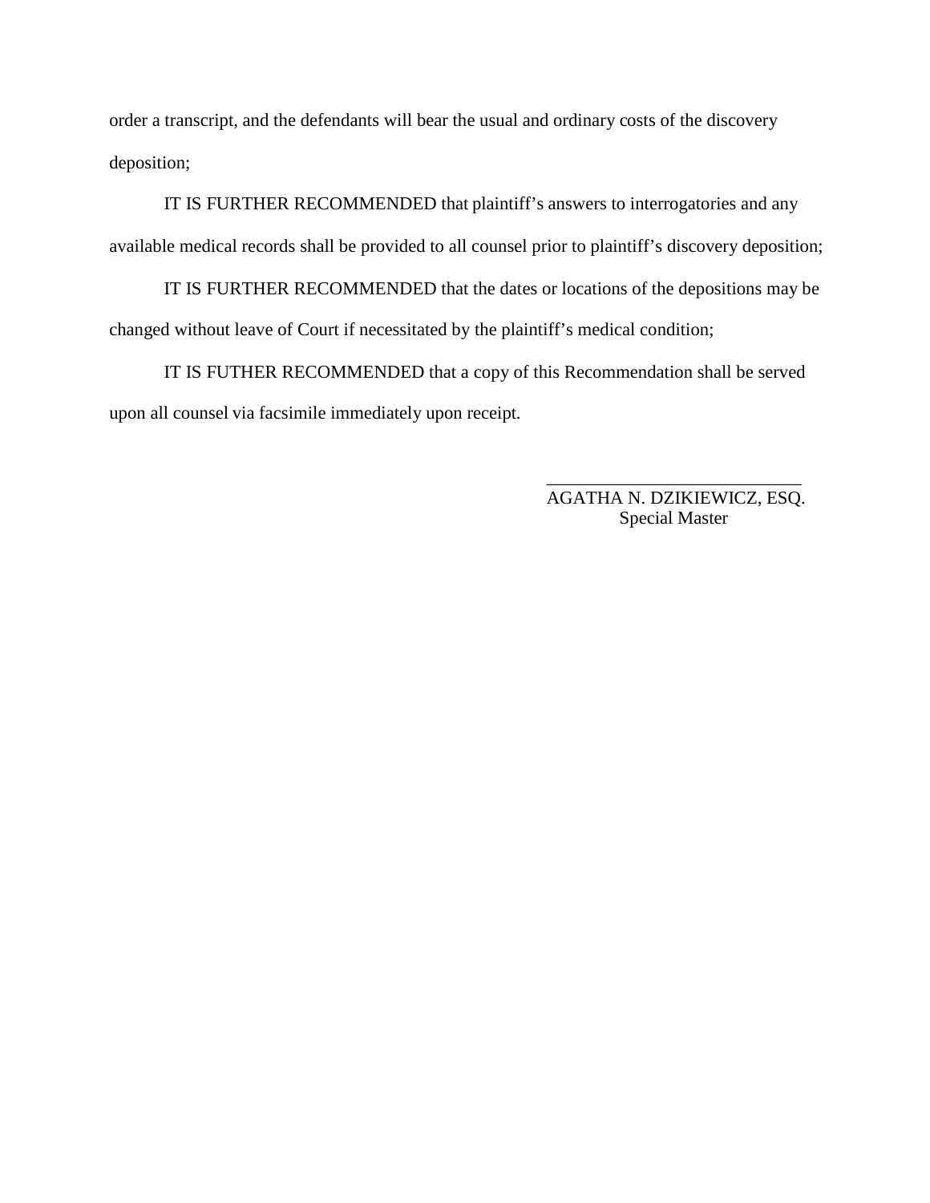order a transcript, and the defendants will bear the usual and ordinary costs of the discovery deposition;

IT IS FURTHER RECOMMENDED that plaintiff's answers to interrogatories and any available medical records shall be provided to all counsel prior to plaintiff's discovery deposition;

IT IS FURTHER RECOMMENDED that the dates or locations of the depositions may be changed without leave of Court if necessitated by the plaintiff's medical condition;

IT IS FUTHER RECOMMENDED that a copy of this Recommendation shall be served upon all counsel via facsimile immediately upon receipt.

\_\_\_\_\_\_\_\_\_\_\_\_\_\_\_\_\_\_\_\_\_\_\_\_\_\_\_\_

AGATHA N. DZIKIEWICZ, ESQ.
Special Master